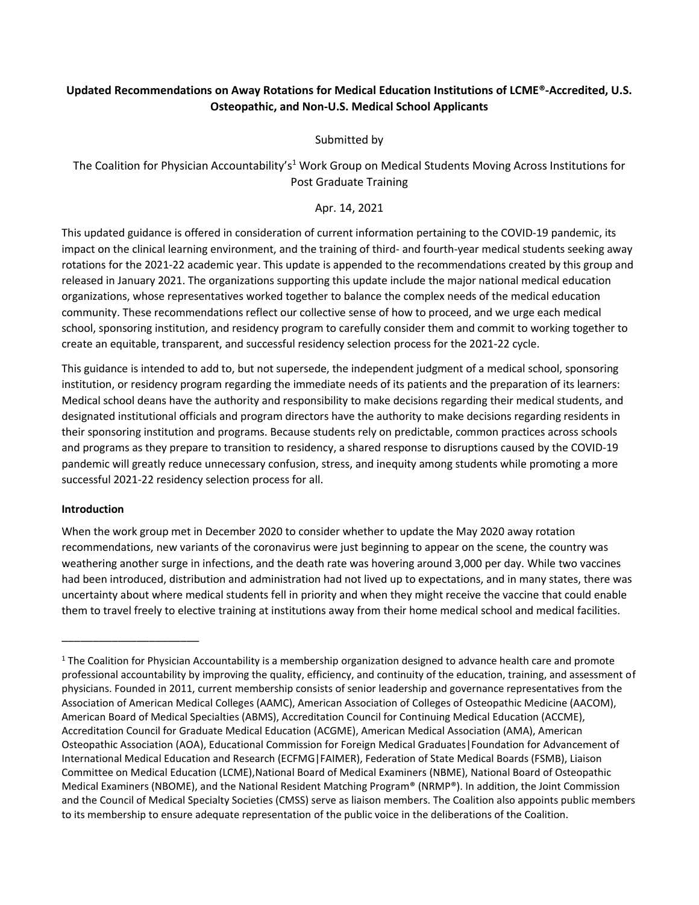**Updated Recommendations on Away Rotations for Medical Education Institutions of LCME®-Accredited, U.S. Osteopathic, and Non-U.S. Medical School Applicants**

Submitted by

The Coalition for Physician Accountability's[1] Work Group on Medical Students Moving Across Institutions for Post Graduate Training

Apr. 14, 2021

This updated guidance is offered in consideration of current information pertaining to the COVID-19 pandemic, its impact on the clinical learning environment, and the training of third- and fourth-year medical students seeking away rotations for the 2021-22 academic year. This update is appended to the recommendations created by this group and released in January 2021. The organizations supporting this update include the major national medical education organizations, whose representatives worked together to balance the complex needs of the medical education community. These recommendations reflect our collective sense of how to proceed, and we urge each medical school, sponsoring institution, and residency program to carefully consider them and commit to working together to create an equitable, transparent, and successful residency selection process for the 2021-22 cycle.

This guidance is intended to add to, but not supersede, the independent judgment of a medical school, sponsoring institution, or residency program regarding the immediate needs of its patients and the preparation of its learners: Medical school deans have the authority and responsibility to make decisions regarding their medical students, and designated institutional officials and program directors have the authority to make decisions regarding residents in their sponsoring institution and programs. Because students rely on predictable, common practices across schools and programs as they prepare to transition to residency, a shared response to disruptions caused by the COVID-19 pandemic will greatly reduce unnecessary confusion, stress, and inequity among students while promoting a more successful 2021-22 residency selection process for all.

**Introduction**

When the work group met in December 2020 to consider whether to update the May 2020 away rotation recommendations, new variants of the coronavirus were just beginning to appear on the scene, the country was weathering another surge in infections, and the death rate was hovering around 3,000 per day. While two vaccines had been introduced, distribution and administration had not lived up to expectations, and in many states, there was uncertainty about where medical students fell in priority and when they might receive the vaccine that could enable them to travel freely to elective training at institutions away from their home medical school and medical facilities.

---

[1] The Coalition for Physician Accountability is a membership organization designed to advance health care and promote professional accountability by improving the quality, efficiency, and continuity of the education, training, and assessment of physicians. Founded in 2011, current membership consists of senior leadership and governance representatives from the Association of American Medical Colleges (AAMC), American Association of Colleges of Osteopathic Medicine (AACOM), American Board of Medical Specialties (ABMS), Accreditation Council for Continuing Medical Education (ACCME), Accreditation Council for Graduate Medical Education (ACGME), American Medical Association (AMA), American Osteopathic Association (AOA), Educational Commission for Foreign Medical Graduates|Foundation for Advancement of International Medical Education and Research (ECFMG|FAIMER), Federation of State Medical Boards (FSMB), Liaison Committee on Medical Education (LCME),National Board of Medical Examiners (NBME), National Board of Osteopathic Medical Examiners (NBOME), and the National Resident Matching Program® (NRMP®). In addition, the Joint Commission and the Council of Medical Specialty Societies (CMSS) serve as liaison members. The Coalition also appoints public members to its membership to ensure adequate representation of the public voice in the deliberations of the Coalition.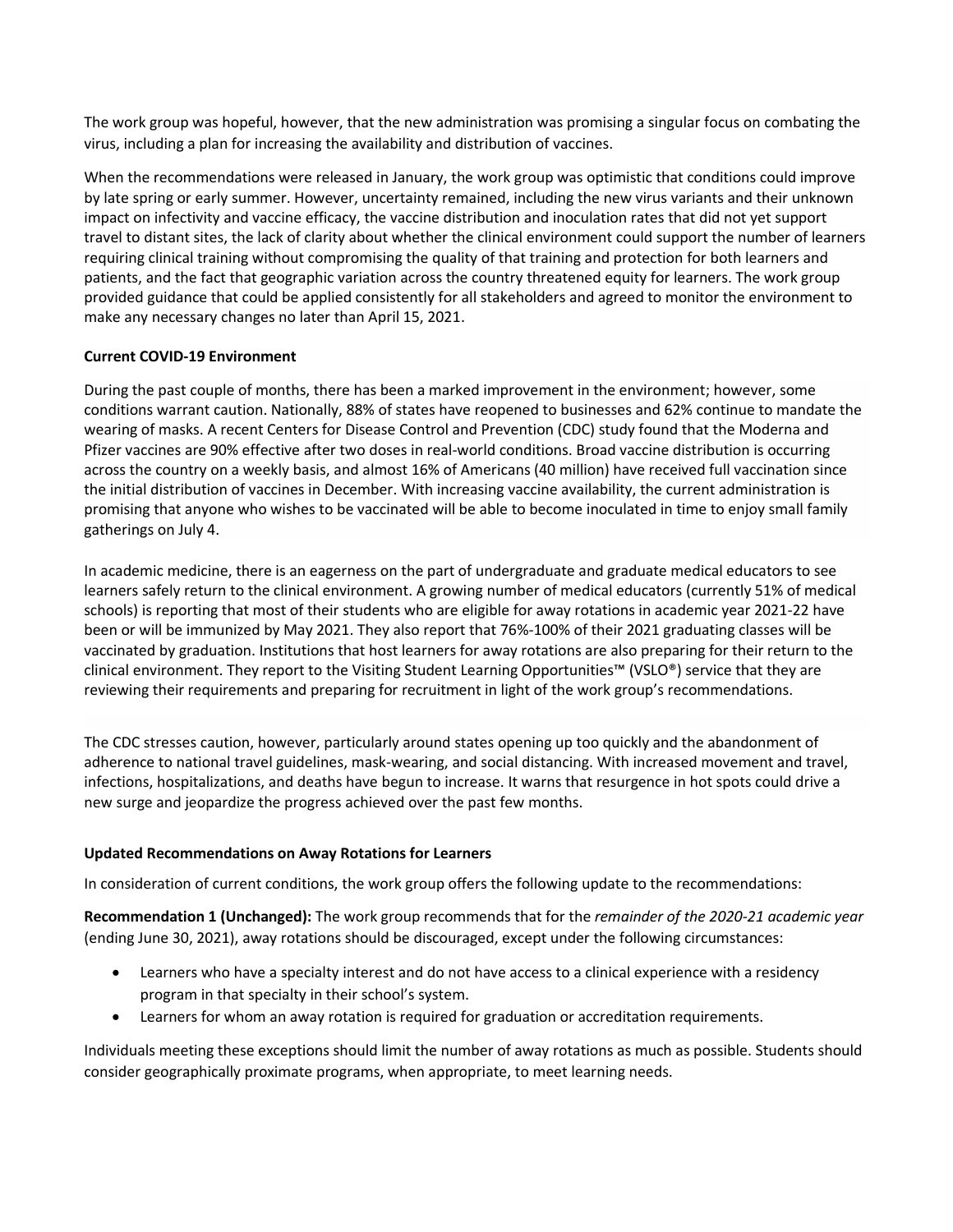The work group was hopeful, however, that the new administration was promising a singular focus on combating the virus, including a plan for increasing the availability and distribution of vaccines.

When the recommendations were released in January, the work group was optimistic that conditions could improve by late spring or early summer. However, uncertainty remained, including the new virus variants and their unknown impact on infectivity and vaccine efficacy, the vaccine distribution and inoculation rates that did not yet support travel to distant sites, the lack of clarity about whether the clinical environment could support the number of learners requiring clinical training without compromising the quality of that training and protection for both learners and patients, and the fact that geographic variation across the country threatened equity for learners. The work group provided guidance that could be applied consistently for all stakeholders and agreed to monitor the environment to make any necessary changes no later than April 15, 2021.

**Current COVID-19 Environment**

During the past couple of months, there has been a marked improvement in the environment; however, some conditions warrant caution. Nationally, 88% of states have reopened to businesses and 62% continue to mandate the wearing of masks. A recent Centers for Disease Control and Prevention (CDC) study found that the Moderna and Pfizer vaccines are 90% effective after two doses in real-world conditions. Broad vaccine distribution is occurring across the country on a weekly basis, and almost 16% of Americans (40 million) have received full vaccination since the initial distribution of vaccines in December. With increasing vaccine availability, the current administration is promising that anyone who wishes to be vaccinated will be able to become inoculated in time to enjoy small family gatherings on July 4.

In academic medicine, there is an eagerness on the part of undergraduate and graduate medical educators to see learners safely return to the clinical environment. A growing number of medical educators (currently 51% of medical schools) is reporting that most of their students who are eligible for away rotations in academic year 2021-22 have been or will be immunized by May 2021. They also report that 76%-100% of their 2021 graduating classes will be vaccinated by graduation. Institutions that host learners for away rotations are also preparing for their return to the clinical environment. They report to the Visiting Student Learning Opportunities™ (VSLO®) service that they are reviewing their requirements and preparing for recruitment in light of the work group's recommendations.

The CDC stresses caution, however, particularly around states opening up too quickly and the abandonment of adherence to national travel guidelines, mask-wearing, and social distancing. With increased movement and travel, infections, hospitalizations, and deaths have begun to increase. It warns that resurgence in hot spots could drive a new surge and jeopardize the progress achieved over the past few months.

**Updated Recommendations on Away Rotations for Learners**

In consideration of current conditions, the work group offers the following update to the recommendations:

**Recommendation 1 (Unchanged):** The work group recommends that for the *remainder of the 2020-21 academic year* (ending June 30, 2021), away rotations should be discouraged, except under the following circumstances:

- Learners who have a specialty interest and do not have access to a clinical experience with a residency program in that specialty in their school's system.
- Learners for whom an away rotation is required for graduation or accreditation requirements.

Individuals meeting these exceptions should limit the number of away rotations as much as possible. Students should consider geographically proximate programs, when appropriate, to meet learning needs.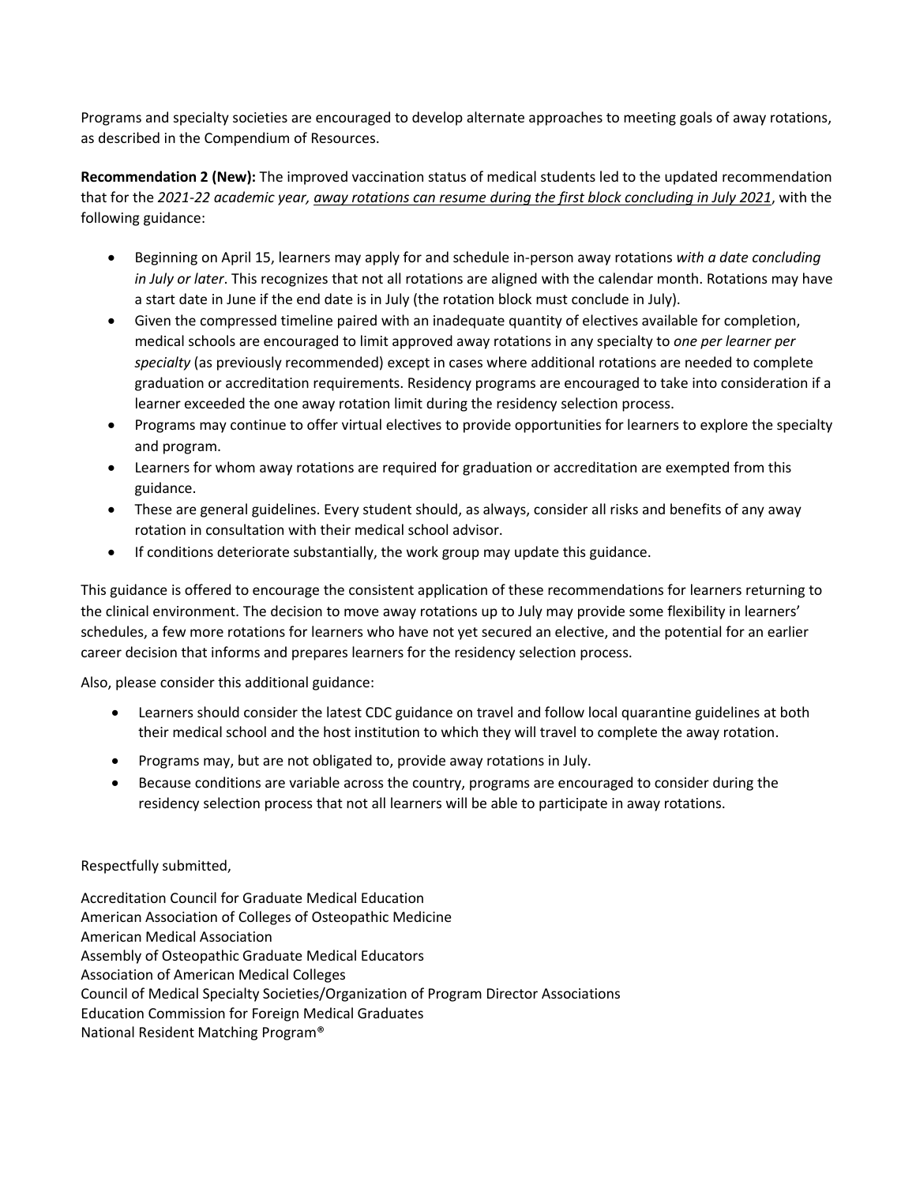Programs and specialty societies are encouraged to develop alternate approaches to meeting goals of away rotations, as described in the Compendium of Resources.

**Recommendation 2 (New):** The improved vaccination status of medical students led to the updated recommendation that for the *2021-22 academic year, away rotations can resume during the first block concluding in July 2021*, with the following guidance:

- Beginning on April 15, learners may apply for and schedule in-person away rotations *with a date concluding in July or later*. This recognizes that not all rotations are aligned with the calendar month. Rotations may have a start date in June if the end date is in July (the rotation block must conclude in July).
- Given the compressed timeline paired with an inadequate quantity of electives available for completion, medical schools are encouraged to limit approved away rotations in any specialty to *one per learner per specialty* (as previously recommended) except in cases where additional rotations are needed to complete graduation or accreditation requirements. Residency programs are encouraged to take into consideration if a learner exceeded the one away rotation limit during the residency selection process.
- Programs may continue to offer virtual electives to provide opportunities for learners to explore the specialty and program.
- Learners for whom away rotations are required for graduation or accreditation are exempted from this guidance.
- These are general guidelines. Every student should, as always, consider all risks and benefits of any away rotation in consultation with their medical school advisor.
- If conditions deteriorate substantially, the work group may update this guidance.

This guidance is offered to encourage the consistent application of these recommendations for learners returning to the clinical environment. The decision to move away rotations up to July may provide some flexibility in learners' schedules, a few more rotations for learners who have not yet secured an elective, and the potential for an earlier career decision that informs and prepares learners for the residency selection process.

Also, please consider this additional guidance:

- Learners should consider the latest CDC guidance on travel and follow local quarantine guidelines at both their medical school and the host institution to which they will travel to complete the away rotation.
- Programs may, but are not obligated to, provide away rotations in July.
- Because conditions are variable across the country, programs are encouraged to consider during the residency selection process that not all learners will be able to participate in away rotations.

Respectfully submitted,

Accreditation Council for Graduate Medical Education
American Association of Colleges of Osteopathic Medicine
American Medical Association
Assembly of Osteopathic Graduate Medical Educators
Association of American Medical Colleges
Council of Medical Specialty Societies/Organization of Program Director Associations
Education Commission for Foreign Medical Graduates
National Resident Matching Program®